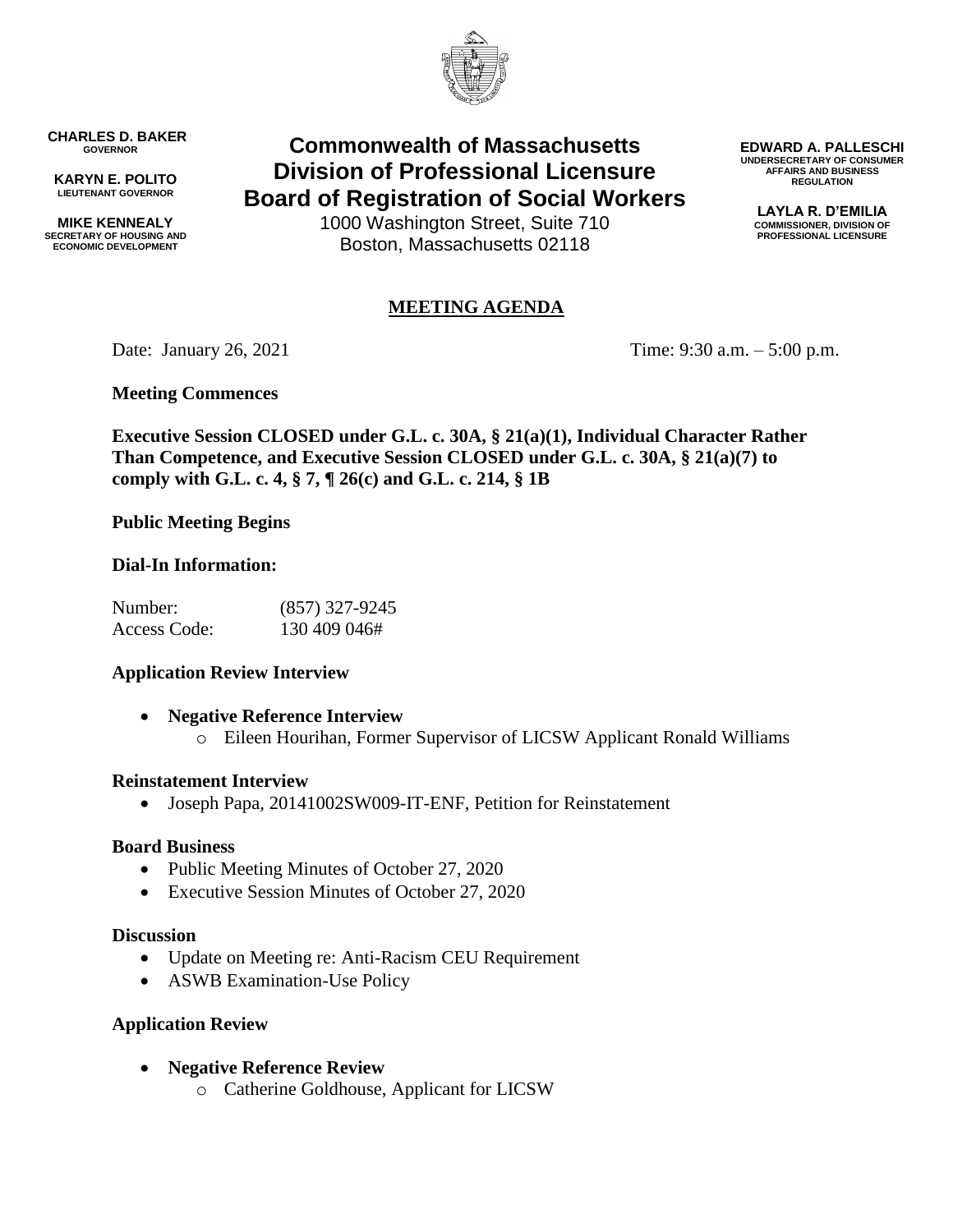**CHARLES D. BAKER**
GOVERNOR

**KARYN E. POLITO**
LIEUTENANT GOVERNOR

**MIKE KENNEALY**
SECRETARY OF HOUSING AND ECONOMIC DEVELOPMENT

# Commonwealth of Massachusetts
# Division of Professional Licensure
# Board of Registration of Social Workers

1000 Washington Street, Suite 710
Boston, Massachusetts 02118

**EDWARD A. PALLESCHI**
UNDERSECRETARY OF CONSUMER AFFAIRS AND BUSINESS REGULATION

**LAYLA R. D'EMILIA**
COMMISSIONER, DIVISION OF PROFESSIONAL LICENSURE

## MEETING AGENDA

Date: January 26, 2021 Time: 9:30 a.m. – 5:00 p.m.

**Meeting Commences**

**Executive Session CLOSED under G.L. c. 30A, § 21(a)(1), Individual Character Rather Than Competence, and Executive Session CLOSED under G.L. c. 30A, § 21(a)(7) to comply with G.L. c. 4, § 7, ¶ 26(c) and G.L. c. 214, § 1B**

**Public Meeting Begins**

**Dial-In Information:**

Number: (857) 327-9245
Access Code: 130 409 046#

**Application Review Interview**

- **Negative Reference Interview**
  - Eileen Hourihan, Former Supervisor of LICSW Applicant Ronald Williams

**Reinstatement Interview**

- Joseph Papa, 20141002SW009-IT-ENF, Petition for Reinstatement

**Board Business**

- Public Meeting Minutes of October 27, 2020
- Executive Session Minutes of October 27, 2020

**Discussion**

- Update on Meeting re: Anti-Racism CEU Requirement
- ASWB Examination-Use Policy

**Application Review**

- **Negative Reference Review**
  - Catherine Goldhouse, Applicant for LICSW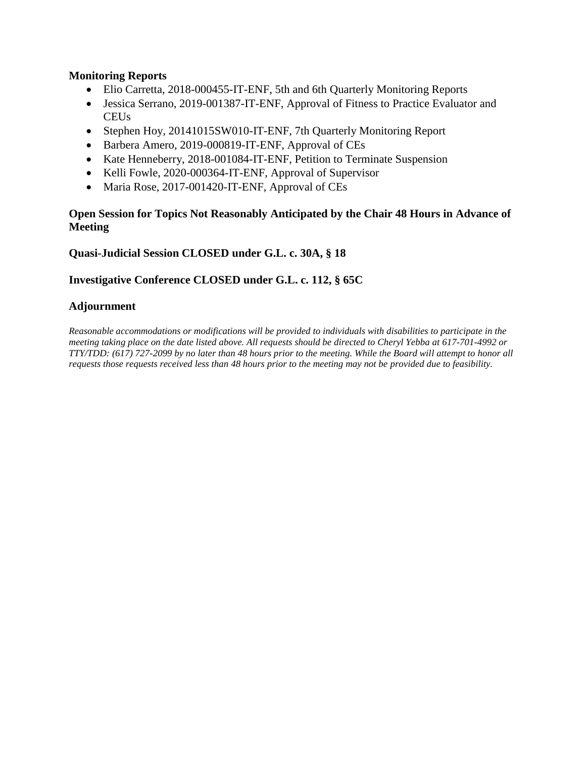**Monitoring Reports**

- Elio Carretta, 2018-000455-IT-ENF, 5th and 6th Quarterly Monitoring Reports
- Jessica Serrano, 2019-001387-IT-ENF, Approval of Fitness to Practice Evaluator and CEUs
- Stephen Hoy, 20141015SW010-IT-ENF, 7th Quarterly Monitoring Report
- Barbera Amero, 2019-000819-IT-ENF, Approval of CEs
- Kate Henneberry, 2018-001084-IT-ENF, Petition to Terminate Suspension
- Kelli Fowle, 2020-000364-IT-ENF, Approval of Supervisor
- Maria Rose, 2017-001420-IT-ENF, Approval of CEs

**Open Session for Topics Not Reasonably Anticipated by the Chair 48 Hours in Advance of Meeting**

**Quasi-Judicial Session CLOSED under G.L. c. 30A, § 18**

**Investigative Conference CLOSED under G.L. c. 112, § 65C**

**Adjournment**

*Reasonable accommodations or modifications will be provided to individuals with disabilities to participate in the meeting taking place on the date listed above. All requests should be directed to Cheryl Yebba at 617-701-4992 or TTY/TDD: (617) 727-2099 by no later than 48 hours prior to the meeting. While the Board will attempt to honor all requests those requests received less than 48 hours prior to the meeting may not be provided due to feasibility.*